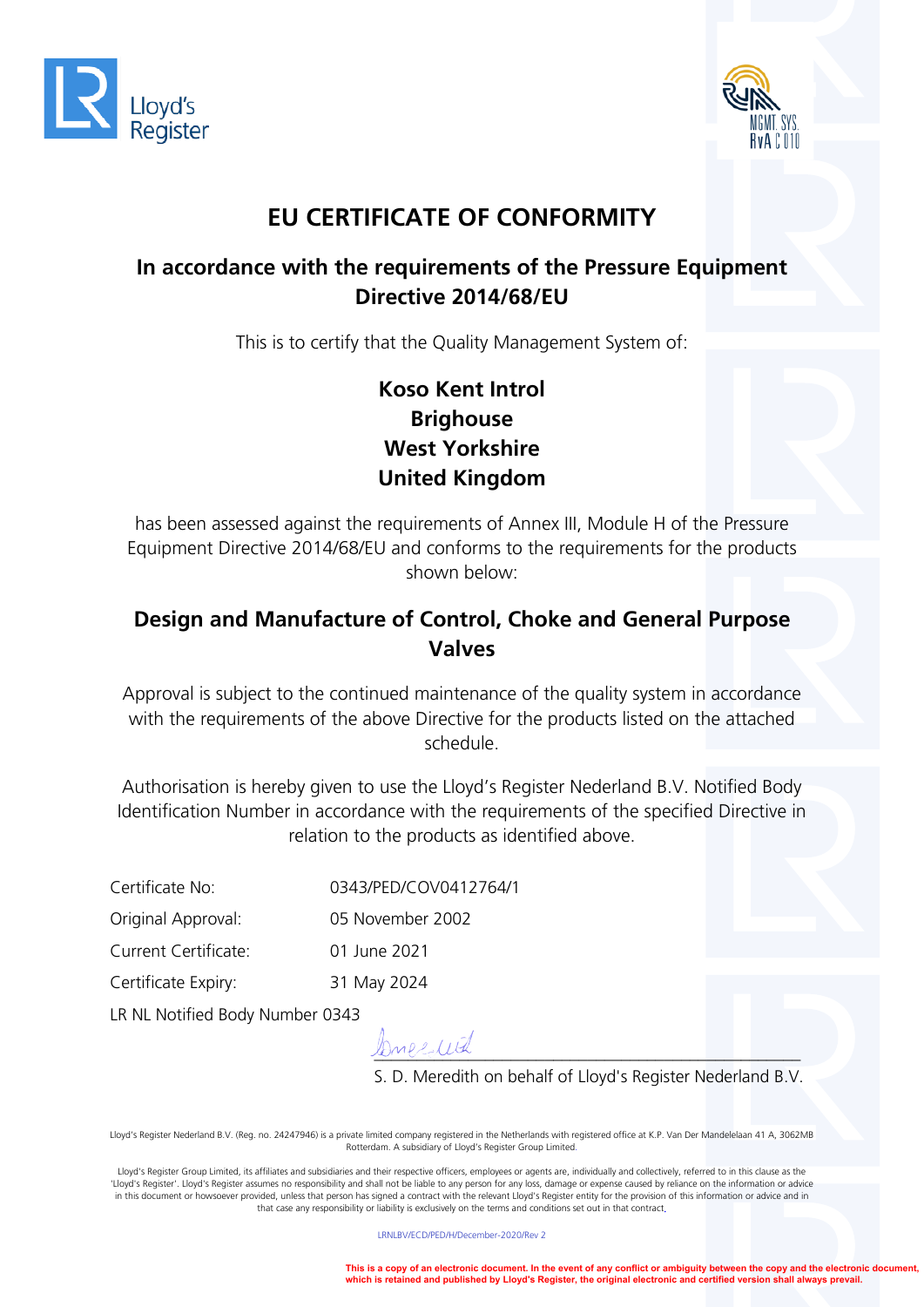Lloyd's Register

MGMT. SYS. RvA C 010

# EU CERTIFICATE OF CONFORMITY

## In accordance with the requirements of the Pressure Equipment Directive 2014/68/EU

This is to certify that the Quality Management System of:

**Koso Kent Introl**
**Brighouse**
**West Yorkshire**
**United Kingdom**

has been assessed against the requirements of Annex III, Module H of the Pressure Equipment Directive 2014/68/EU and conforms to the requirements for the products shown below:

## Design and Manufacture of Control, Choke and General Purpose Valves

Approval is subject to the continued maintenance of the quality system in accordance with the requirements of the above Directive for the products listed on the attached schedule.

Authorisation is hereby given to use the Lloyd's Register Nederland B.V. Notified Body Identification Number in accordance with the requirements of the specified Directive in relation to the products as identified above.

| | |
|---|---|
| Certificate No: | 0343/PED/COV0412764/1 |
| Original Approval: | 05 November 2002 |
| Current Certificate: | 01 June 2021 |
| Certificate Expiry: | 31 May 2024 |

LR NL Notified Body Number 0343

S. D. Meredith on behalf of Lloyd's Register Nederland B.V.

Lloyd's Register Nederland B.V. (Reg. no. 24247946) is a private limited company registered in the Netherlands with registered office at K.P. Van Der Mandelelaan 41 A, 3062MB Rotterdam. A subsidiary of Lloyd's Register Group Limited.

Lloyd's Register Group Limited, its affiliates and subsidiaries and their respective officers, employees or agents are, individually and collectively, referred to in this clause as the 'Lloyd's Register'. Lloyd's Register assumes no responsibility and shall not be liable to any person for any loss, damage or expense caused by reliance on the information or advice in this document or howsoever provided, unless that person has signed a contract with the relevant Lloyd's Register entity for the provision of this information or advice and in that case any responsibility or liability is exclusively on the terms and conditions set out in that contract.

LRNLBV/ECD/PED/H/December-2020/Rev 2

**This is a copy of an electronic document. In the event of any conflict or ambiguity between the copy and the electronic document, which is retained and published by Lloyd's Register, the original electronic and certified version shall always prevail.**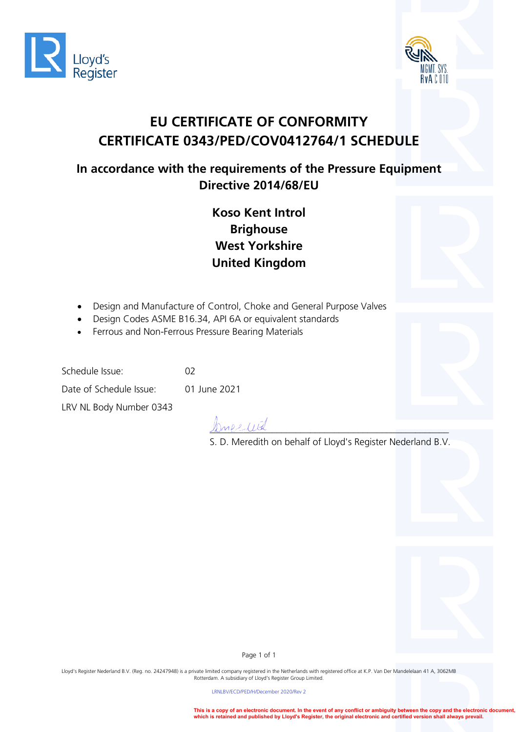# EU CERTIFICATE OF CONFORMITY
# CERTIFICATE 0343/PED/COV0412764/1 SCHEDULE

## In accordance with the requirements of the Pressure Equipment Directive 2014/68/EU

**Koso Kent Introl**
**Brighouse**
**West Yorkshire**
**United Kingdom**

- Design and Manufacture of Control, Choke and General Purpose Valves
- Design Codes ASME B16.34, API 6A or equivalent standards
- Ferrous and Non-Ferrous Pressure Bearing Materials

| | |
|---|---|
| Schedule Issue: | 02 |
| Date of Schedule Issue: | 01 June 2021 |
| LRV NL Body Number 0343 | |

S. D. Meredith on behalf of Lloyd's Register Nederland B.V.

Lloyd's Register Nederland B.V. (Reg. no. 24247948) is a private limited company registered in the Netherlands with registered office at K.P. Van Der Mandelelaan 41 A, 3062MB Rotterdam. A subsidiary of Lloyd's Register Group Limited.

LRNLBV/ECD/PED/H/December 2020/Rev 2

**This is a copy of an electronic document. In the event of any conflict or ambiguity between the copy and the electronic document, which is retained and published by Lloyd's Register, the original electronic and certified version shall always prevail.**